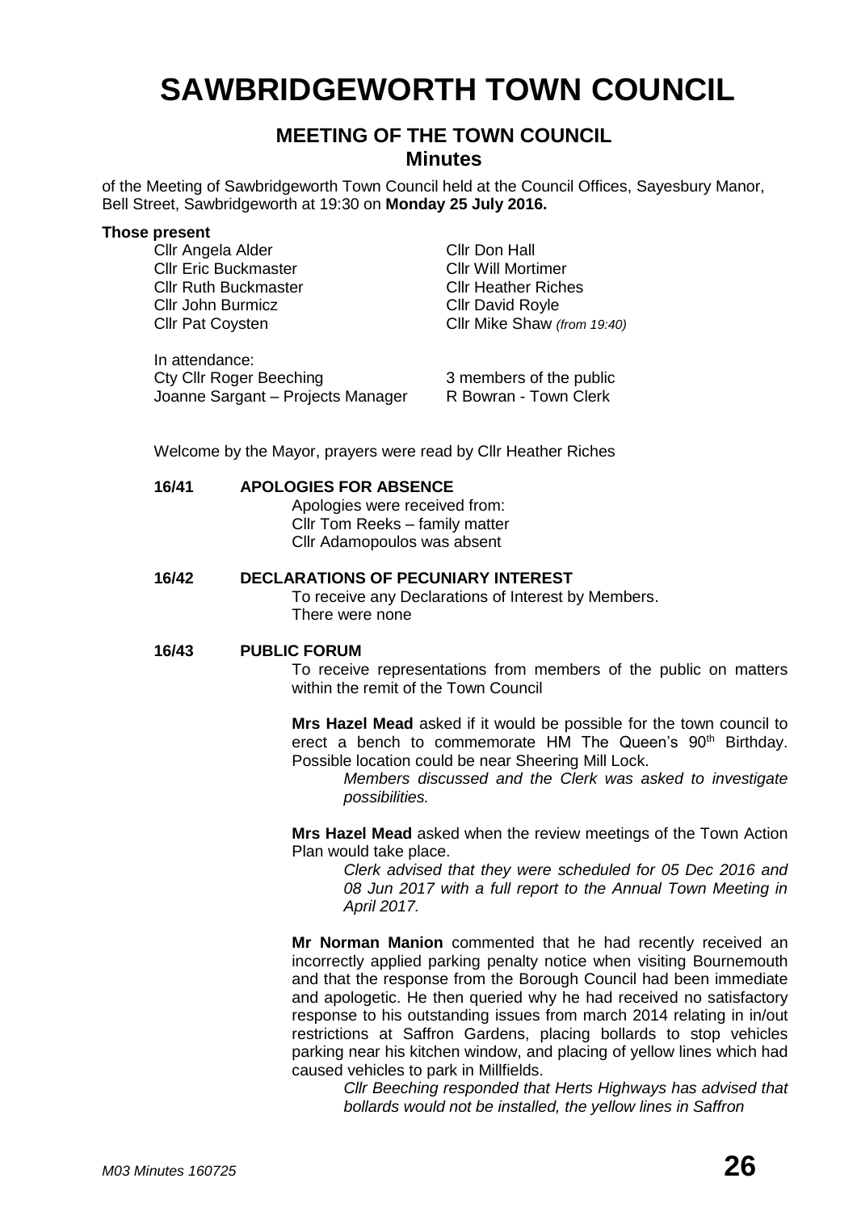# SAWBRIDGEWORTH TOWN COUNCIL

## MEETING OF THE TOWN COUNCIL
## Minutes

of the Meeting of Sawbridgeworth Town Council held at the Council Offices, Sayesbury Manor, Bell Street, Sawbridgeworth at 19:30 on **Monday 25 July 2016.**

**Those present**

| | |
|---|---|
| Cllr Angela Alder | Cllr Don Hall |
| Cllr Eric Buckmaster | Cllr Will Mortimer |
| Cllr Ruth Buckmaster | Cllr Heather Riches |
| Cllr John Burmicz | Cllr David Royle |
| Cllr Pat Coysten | Cllr Mike Shaw *(from 19:40)* |

In attendance:

| | |
|---|---|
| Cty Cllr Roger Beeching | 3 members of the public |
| Joanne Sargant – Projects Manager | R Bowran - Town Clerk |

Welcome by the Mayor, prayers were read by Cllr Heather Riches

**16/41 APOLOGIES FOR ABSENCE**

Apologies were received from:
Cllr Tom Reeks – family matter
Cllr Adamopoulos was absent

**16/42 DECLARATIONS OF PECUNIARY INTEREST**

To receive any Declarations of Interest by Members.
There were none

**16/43 PUBLIC FORUM**

To receive representations from members of the public on matters within the remit of the Town Council

**Mrs Hazel Mead** asked if it would be possible for the town council to erect a bench to commemorate HM The Queen's 90th Birthday. Possible location could be near Sheering Mill Lock.

*Members discussed and the Clerk was asked to investigate possibilities.*

**Mrs Hazel Mead** asked when the review meetings of the Town Action Plan would take place.

*Clerk advised that they were scheduled for 05 Dec 2016 and 08 Jun 2017 with a full report to the Annual Town Meeting in April 2017.*

**Mr Norman Manion** commented that he had recently received an incorrectly applied parking penalty notice when visiting Bournemouth and that the response from the Borough Council had been immediate and apologetic. He then queried why he had received no satisfactory response to his outstanding issues from march 2014 relating in in/out restrictions at Saffron Gardens, placing bollards to stop vehicles parking near his kitchen window, and placing of yellow lines which had caused vehicles to park in Millfields.

*Cllr Beeching responded that Herts Highways has advised that bollards would not be installed, the yellow lines in Saffron*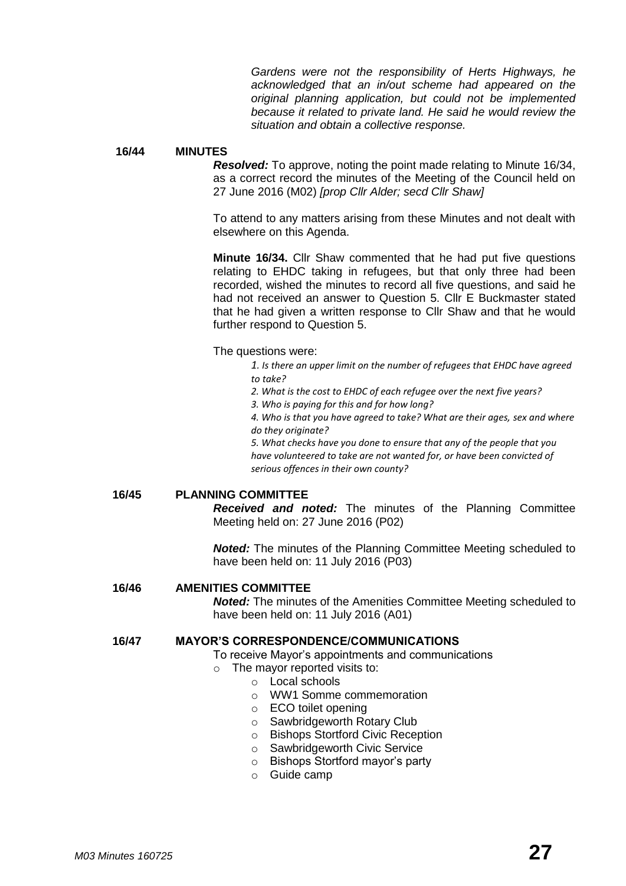*Gardens were not the responsibility of Herts Highways, he acknowledged that an in/out scheme had appeared on the original planning application, but could not be implemented because it related to private land. He said he would review the situation and obtain a collective response.*

## 16/44 MINUTES

***Resolved:*** To approve, noting the point made relating to Minute 16/34, as a correct record the minutes of the Meeting of the Council held on 27 June 2016 (M02) *[prop Cllr Alder; secd Cllr Shaw]*

To attend to any matters arising from these Minutes and not dealt with elsewhere on this Agenda.

**Minute 16/34.** Cllr Shaw commented that he had put five questions relating to EHDC taking in refugees, but that only three had been recorded, wished the minutes to record all five questions, and said he had not received an answer to Question 5. Cllr E Buckmaster stated that he had given a written response to Cllr Shaw and that he would further respond to Question 5.

The questions were:

*1. Is there an upper limit on the number of refugees that EHDC have agreed to take?*

*2. What is the cost to EHDC of each refugee over the next five years?*

*3. Who is paying for this and for how long?*

*4. Who is that you have agreed to take? What are their ages, sex and where do they originate?*

*5. What checks have you done to ensure that any of the people that you have volunteered to take are not wanted for, or have been convicted of serious offences in their own county?*

## 16/45 PLANNING COMMITTEE

***Received and noted:*** The minutes of the Planning Committee Meeting held on: 27 June 2016 (P02)

***Noted:*** The minutes of the Planning Committee Meeting scheduled to have been held on: 11 July 2016 (P03)

## 16/46 AMENITIES COMMITTEE

***Noted:*** The minutes of the Amenities Committee Meeting scheduled to have been held on: 11 July 2016 (A01)

## 16/47 MAYOR'S CORRESPONDENCE/COMMUNICATIONS

To receive Mayor's appointments and communications

- The mayor reported visits to:
  - Local schools
  - WW1 Somme commemoration
  - ECO toilet opening
  - Sawbridgeworth Rotary Club
  - Bishops Stortford Civic Reception
  - Sawbridgeworth Civic Service
  - Bishops Stortford mayor's party
  - Guide camp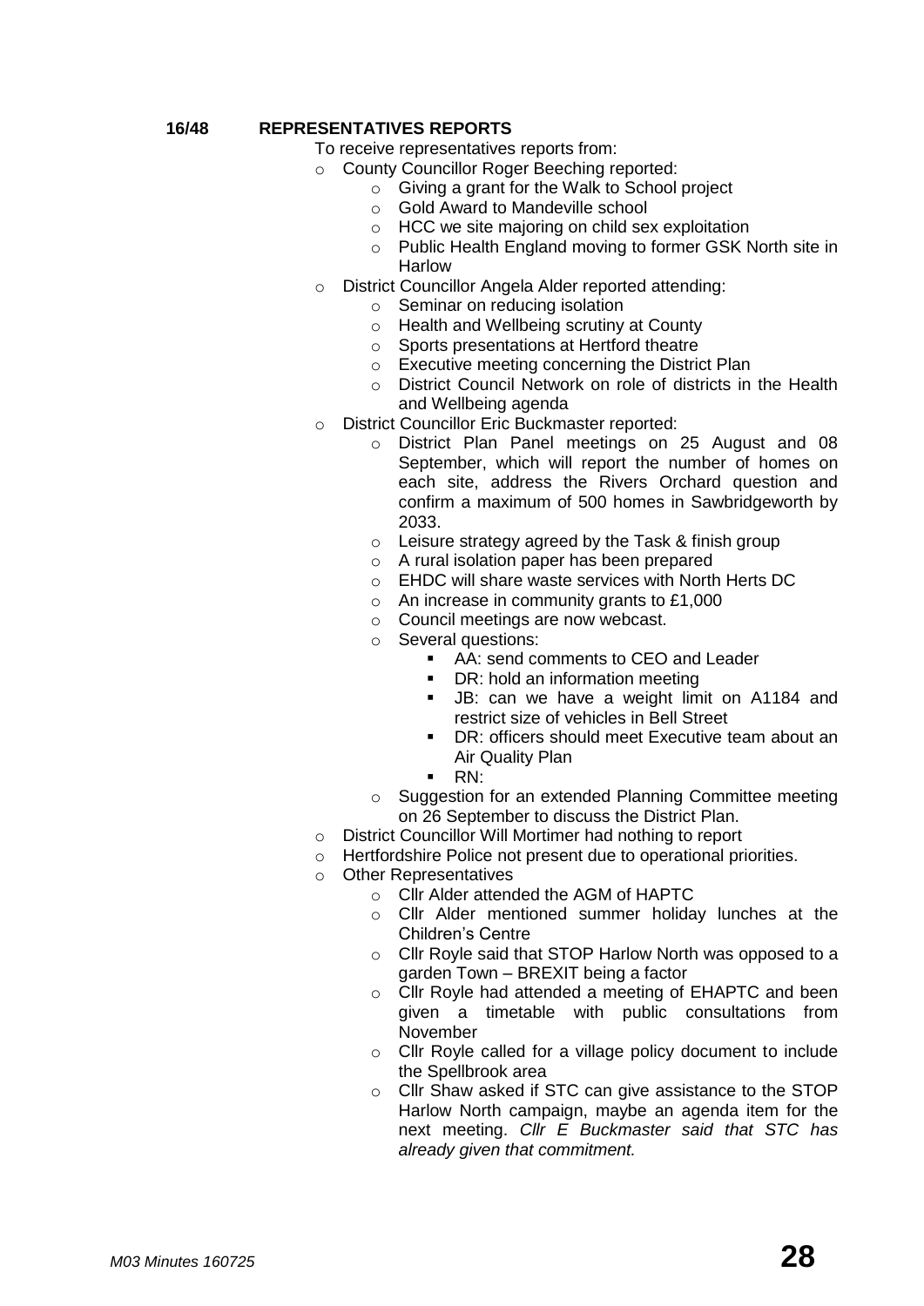**16/48 REPRESENTATIVES REPORTS**

To receive representatives reports from:

- County Councillor Roger Beeching reported:
  - Giving a grant for the Walk to School project
  - Gold Award to Mandeville school
  - HCC we site majoring on child sex exploitation
  - Public Health England moving to former GSK North site in Harlow
- District Councillor Angela Alder reported attending:
  - Seminar on reducing isolation
  - Health and Wellbeing scrutiny at County
  - Sports presentations at Hertford theatre
  - Executive meeting concerning the District Plan
  - District Council Network on role of districts in the Health and Wellbeing agenda
- District Councillor Eric Buckmaster reported:
  - District Plan Panel meetings on 25 August and 08 September, which will report the number of homes on each site, address the Rivers Orchard question and confirm a maximum of 500 homes in Sawbridgeworth by 2033.
  - Leisure strategy agreed by the Task & finish group
  - A rural isolation paper has been prepared
  - EHDC will share waste services with North Herts DC
  - An increase in community grants to £1,000
  - Council meetings are now webcast.
  - Several questions:
    - AA: send comments to CEO and Leader
    - DR: hold an information meeting
    - JB: can we have a weight limit on A1184 and restrict size of vehicles in Bell Street
    - DR: officers should meet Executive team about an Air Quality Plan
    - RN:
  - Suggestion for an extended Planning Committee meeting on 26 September to discuss the District Plan.
- District Councillor Will Mortimer had nothing to report
- Hertfordshire Police not present due to operational priorities.
- Other Representatives
  - Cllr Alder attended the AGM of HAPTC
  - Cllr Alder mentioned summer holiday lunches at the Children's Centre
  - Cllr Royle said that STOP Harlow North was opposed to a garden Town – BREXIT being a factor
  - Cllr Royle had attended a meeting of EHAPTC and been given a timetable with public consultations from November
  - Cllr Royle called for a village policy document to include the Spellbrook area
  - Cllr Shaw asked if STC can give assistance to the STOP Harlow North campaign, maybe an agenda item for the next meeting. *Cllr E Buckmaster said that STC has already given that commitment.*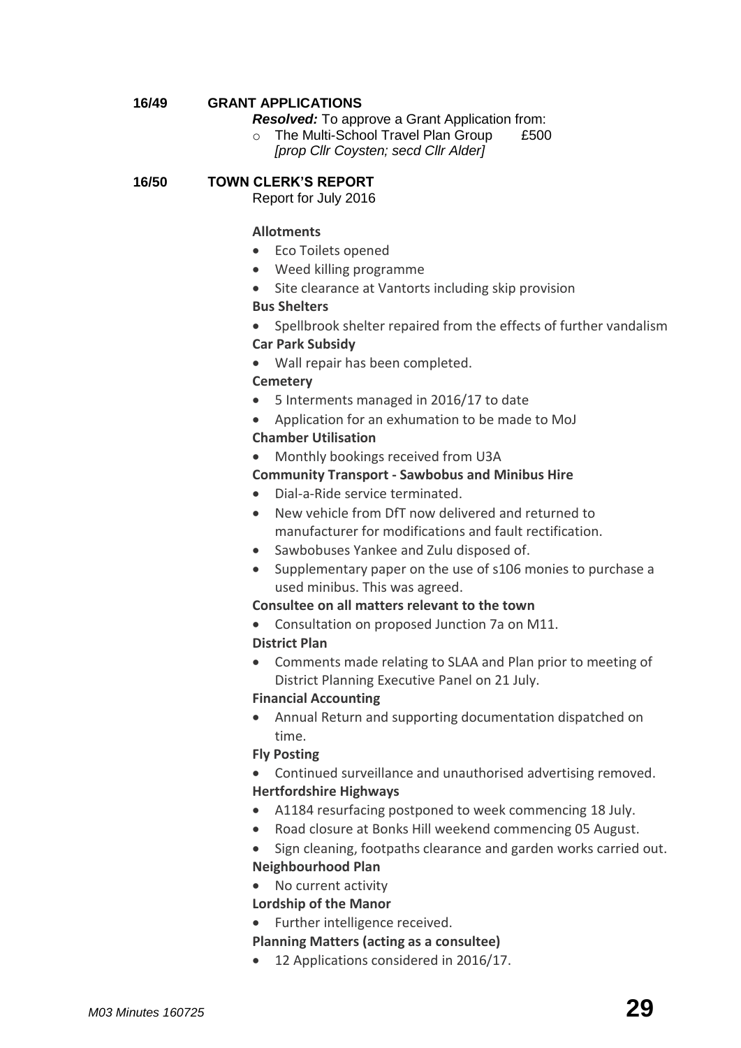**16/49 GRANT APPLICATIONS**

***Resolved:*** To approve a Grant Application from:

- The Multi-School Travel Plan Group £500
  *[prop Cllr Coysten; secd Cllr Alder]*

**16/50 TOWN CLERK'S REPORT**

Report for July 2016

**Allotments**

- Eco Toilets opened
- Weed killing programme
- Site clearance at Vantorts including skip provision

**Bus Shelters**

- Spellbrook shelter repaired from the effects of further vandalism

**Car Park Subsidy**

- Wall repair has been completed.

**Cemetery**

- 5 Interments managed in 2016/17 to date
- Application for an exhumation to be made to MoJ

**Chamber Utilisation**

- Monthly bookings received from U3A

**Community Transport - Sawbobus and Minibus Hire**

- Dial-a-Ride service terminated.
- New vehicle from DfT now delivered and returned to manufacturer for modifications and fault rectification.
- Sawbobuses Yankee and Zulu disposed of.
- Supplementary paper on the use of s106 monies to purchase a used minibus. This was agreed.

**Consultee on all matters relevant to the town**

- Consultation on proposed Junction 7a on M11.

**District Plan**

- Comments made relating to SLAA and Plan prior to meeting of District Planning Executive Panel on 21 July.

**Financial Accounting**

- Annual Return and supporting documentation dispatched on time.

**Fly Posting**

- Continued surveillance and unauthorised advertising removed.

**Hertfordshire Highways**

- A1184 resurfacing postponed to week commencing 18 July.
- Road closure at Bonks Hill weekend commencing 05 August.
- Sign cleaning, footpaths clearance and garden works carried out.

**Neighbourhood Plan**

- No current activity

**Lordship of the Manor**

- Further intelligence received.

**Planning Matters (acting as a consultee)**

- 12 Applications considered in 2016/17.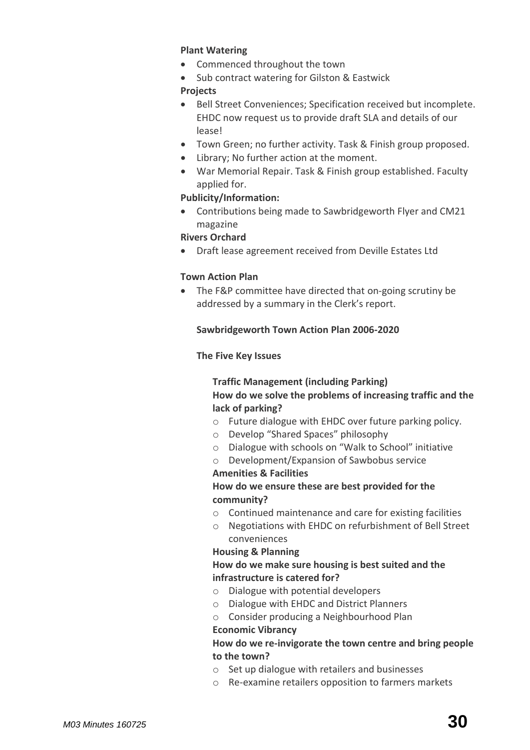**Plant Watering**

- Commenced throughout the town
- Sub contract watering for Gilston & Eastwick

**Projects**

- Bell Street Conveniences; Specification received but incomplete. EHDC now request us to provide draft SLA and details of our lease!
- Town Green; no further activity. Task & Finish group proposed.
- Library; No further action at the moment.
- War Memorial Repair. Task & Finish group established. Faculty applied for.

**Publicity/Information:**

- Contributions being made to Sawbridgeworth Flyer and CM21 magazine

**Rivers Orchard**

- Draft lease agreement received from Deville Estates Ltd

**Town Action Plan**

- The F&P committee have directed that on-going scrutiny be addressed by a summary in the Clerk's report.

**Sawbridgeworth Town Action Plan 2006-2020**

**The Five Key Issues**

**Traffic Management (including Parking)**
**How do we solve the problems of increasing traffic and the lack of parking?**

- Future dialogue with EHDC over future parking policy.
- Develop "Shared Spaces" philosophy
- Dialogue with schools on "Walk to School" initiative
- Development/Expansion of Sawbobus service

**Amenities & Facilities**
**How do we ensure these are best provided for the community?**

- Continued maintenance and care for existing facilities
- Negotiations with EHDC on refurbishment of Bell Street conveniences

**Housing & Planning**
**How do we make sure housing is best suited and the infrastructure is catered for?**

- Dialogue with potential developers
- Dialogue with EHDC and District Planners
- Consider producing a Neighbourhood Plan

**Economic Vibrancy**
**How do we re-invigorate the town centre and bring people to the town?**

- Set up dialogue with retailers and businesses
- Re-examine retailers opposition to farmers markets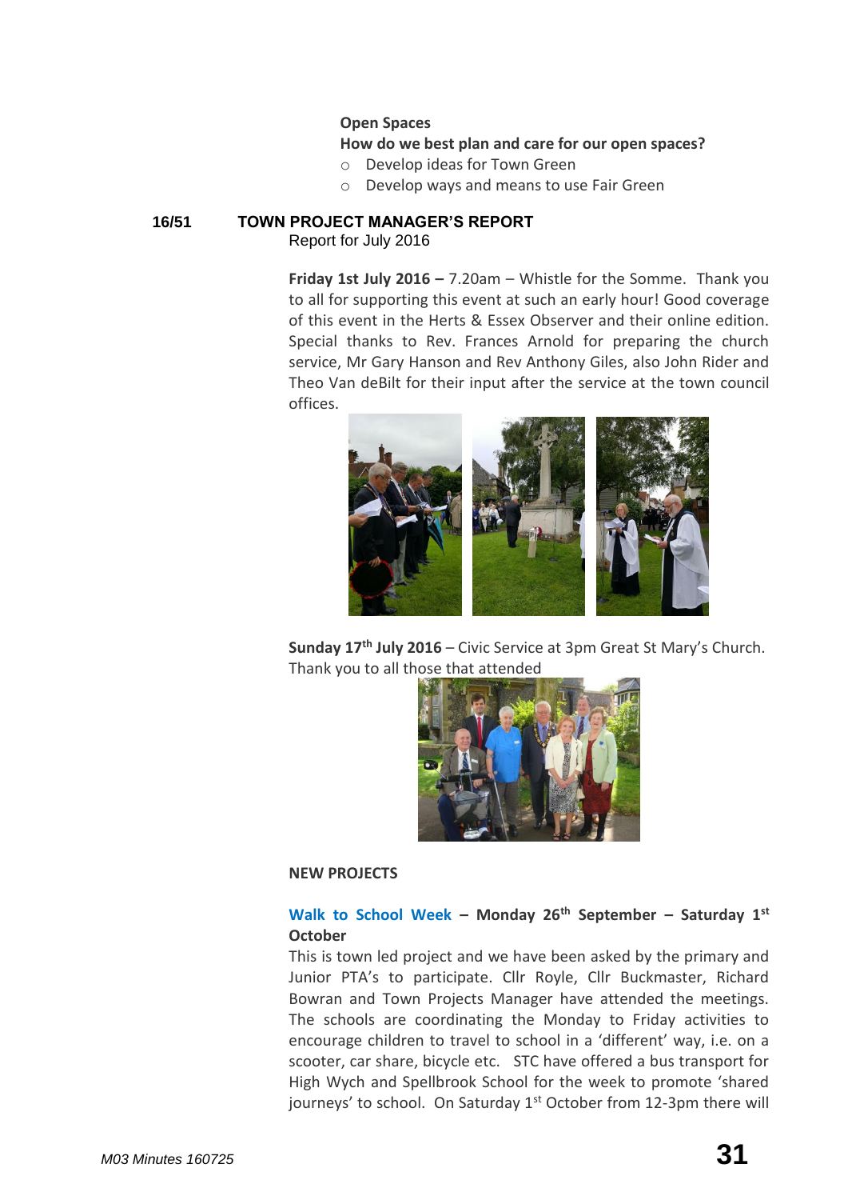**Open Spaces**

**How do we best plan and care for our open spaces?**

- Develop ideas for Town Green
- Develop ways and means to use Fair Green

## 16/51 TOWN PROJECT MANAGER'S REPORT

Report for July 2016

**Friday 1st July 2016 –** 7.20am – Whistle for the Somme. Thank you to all for supporting this event at such an early hour! Good coverage of this event in the Herts & Essex Observer and their online edition. Special thanks to Rev. Frances Arnold for preparing the church service, Mr Gary Hanson and Rev Anthony Giles, also John Rider and Theo Van deBilt for their input after the service at the town council offices.

**Sunday 17th July 2016** – Civic Service at 3pm Great St Mary's Church. Thank you to all those that attended

**NEW PROJECTS**

**Walk to School Week – Monday 26th September – Saturday 1st October**

This is town led project and we have been asked by the primary and Junior PTA's to participate. Cllr Royle, Cllr Buckmaster, Richard Bowran and Town Projects Manager have attended the meetings. The schools are coordinating the Monday to Friday activities to encourage children to travel to school in a 'different' way, i.e. on a scooter, car share, bicycle etc. STC have offered a bus transport for High Wych and Spellbrook School for the week to promote 'shared journeys' to school. On Saturday 1st October from 12-3pm there will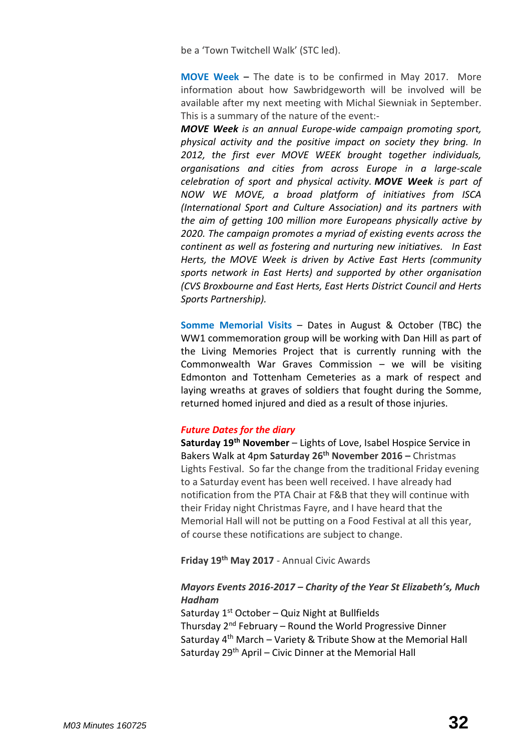be a 'Town Twitchell Walk' (STC led).

**MOVE Week** – The date is to be confirmed in May 2017. More information about how Sawbridgeworth will be involved will be available after my next meeting with Michal Siewniak in September. This is a summary of the nature of the event:-

***MOVE Week*** *is an annual Europe-wide campaign promoting sport, physical activity and the positive impact on society they bring. In 2012, the first ever MOVE WEEK brought together individuals, organisations and cities from across Europe in a large-scale celebration of sport and physical activity.* ***MOVE Week*** *is part of NOW WE MOVE, a broad platform of initiatives from ISCA (International Sport and Culture Association) and its partners with the aim of getting 100 million more Europeans physically active by 2020. The campaign promotes a myriad of existing events across the continent as well as fostering and nurturing new initiatives. In East Herts, the MOVE Week is driven by Active East Herts (community sports network in East Herts) and supported by other organisation (CVS Broxbourne and East Herts, East Herts District Council and Herts Sports Partnership).*

**Somme Memorial Visits** – Dates in August & October (TBC) the WW1 commemoration group will be working with Dan Hill as part of the Living Memories Project that is currently running with the Commonwealth War Graves Commission – we will be visiting Edmonton and Tottenham Cemeteries as a mark of respect and laying wreaths at graves of soldiers that fought during the Somme, returned homed injured and died as a result of those injuries.

***Future Dates for the diary***

**Saturday 19th November** – Lights of Love, Isabel Hospice Service in Bakers Walk at 4pm **Saturday 26th November 2016 –** Christmas Lights Festival. So far the change from the traditional Friday evening to a Saturday event has been well received. I have already had notification from the PTA Chair at F&B that they will continue with their Friday night Christmas Fayre, and I have heard that the Memorial Hall will not be putting on a Food Festival at all this year, of course these notifications are subject to change.

**Friday 19th May 2017** - Annual Civic Awards

***Mayors Events 2016-2017 – Charity of the Year St Elizabeth's, Much Hadham***

Saturday 1st October – Quiz Night at Bullfields
Thursday 2nd February – Round the World Progressive Dinner
Saturday 4th March – Variety & Tribute Show at the Memorial Hall
Saturday 29th April – Civic Dinner at the Memorial Hall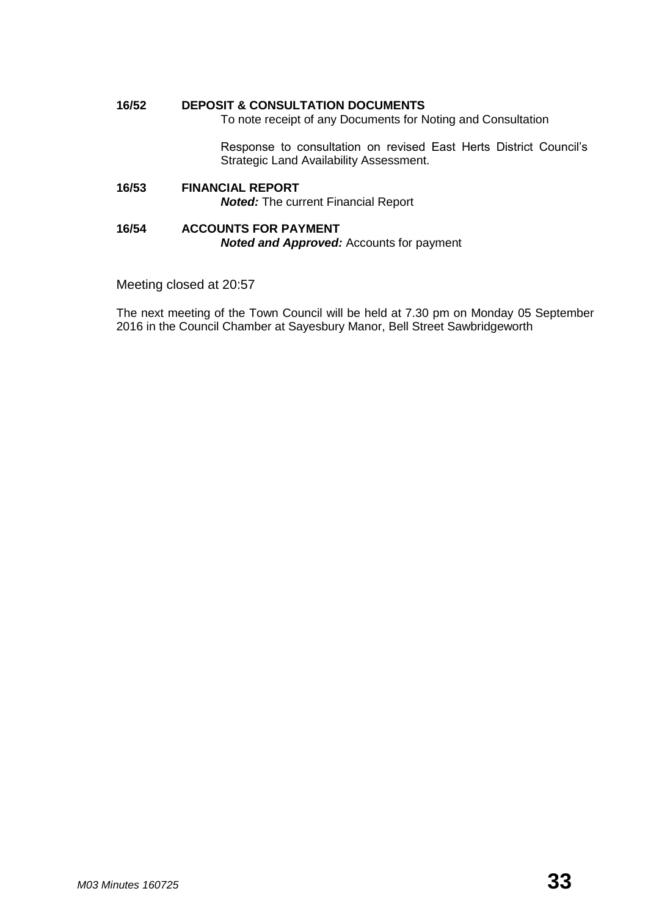**16/52 DEPOSIT & CONSULTATION DOCUMENTS**

To note receipt of any Documents for Noting and Consultation

Response to consultation on revised East Herts District Council's Strategic Land Availability Assessment.

**16/53 FINANCIAL REPORT**

***Noted:*** The current Financial Report

**16/54 ACCOUNTS FOR PAYMENT**

***Noted and Approved:*** Accounts for payment

Meeting closed at 20:57

The next meeting of the Town Council will be held at 7.30 pm on Monday 05 September 2016 in the Council Chamber at Sayesbury Manor, Bell Street Sawbridgeworth